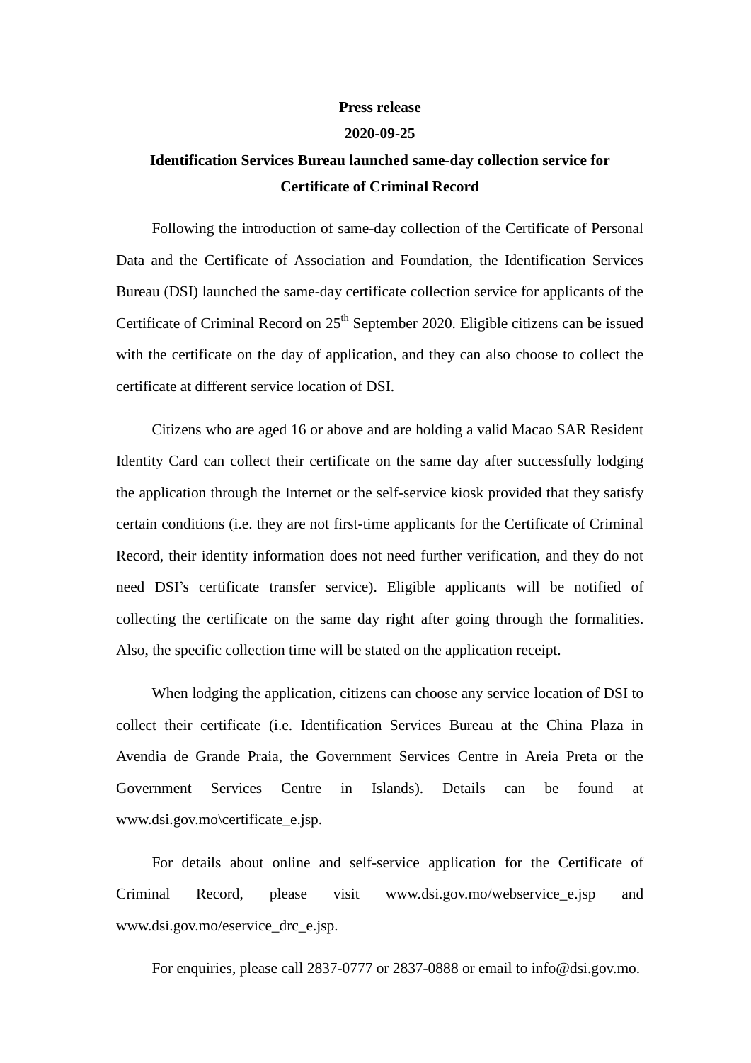**Press release**

**2020-09-25**

# Identification Services Bureau launched same-day collection service for Certificate of Criminal Record

Following the introduction of same-day collection of the Certificate of Personal Data and the Certificate of Association and Foundation, the Identification Services Bureau (DSI) launched the same-day certificate collection service for applicants of the Certificate of Criminal Record on 25th September 2020. Eligible citizens can be issued with the certificate on the day of application, and they can also choose to collect the certificate at different service location of DSI.

Citizens who are aged 16 or above and are holding a valid Macao SAR Resident Identity Card can collect their certificate on the same day after successfully lodging the application through the Internet or the self-service kiosk provided that they satisfy certain conditions (i.e. they are not first-time applicants for the Certificate of Criminal Record, their identity information does not need further verification, and they do not need DSI's certificate transfer service). Eligible applicants will be notified of collecting the certificate on the same day right after going through the formalities. Also, the specific collection time will be stated on the application receipt.

When lodging the application, citizens can choose any service location of DSI to collect their certificate (i.e. Identification Services Bureau at the China Plaza in Avendia de Grande Praia, the Government Services Centre in Areia Preta or the Government Services Centre in Islands). Details can be found at www.dsi.gov.mo\certificate_e.jsp.

For details about online and self-service application for the Certificate of Criminal Record, please visit www.dsi.gov.mo/webservice_e.jsp and www.dsi.gov.mo/eservice_drc_e.jsp.

For enquiries, please call 2837-0777 or 2837-0888 or email to info@dsi.gov.mo.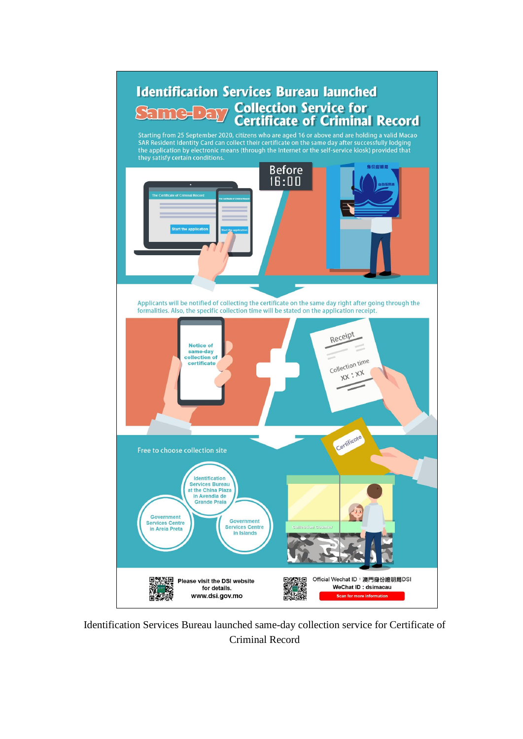# Identification Services Bureau launched Same-Day Collection Service for Certificate of Criminal Record

Starting from 25 September 2020, citizens who are aged 16 or above and are holding a valid Macao SAR Resident Identity Card can collect their certificate on the same day after successfully lodging the application by electronic means (through the Internet or the self-service kiosk) provided that they satisfy certain conditions.

Before 16:00

The Certificate of Criminal Record

Start the application

Applicants will be notified of collecting the certificate on the same day right after going through the formalities. Also, the specific collection time will be stated on the application receipt.

Notice of same-day collection of certificate

Receipt

Collection time XX : XX

Free to choose collection site

- Identification Services Bureau at the China Plaza in Avendia de Grande Praia
- Government Services Centre in Areia Preta
- Government Services Centre in Islands

Certificate

Collection Counter

Please visit the DSI website for details. www.dsi.gov.mo

Official Wechat ID：澳門身份證明局DSI

WeChat ID : dsimacau

Scan for more information

Identification Services Bureau launched same-day collection service for Certificate of Criminal Record